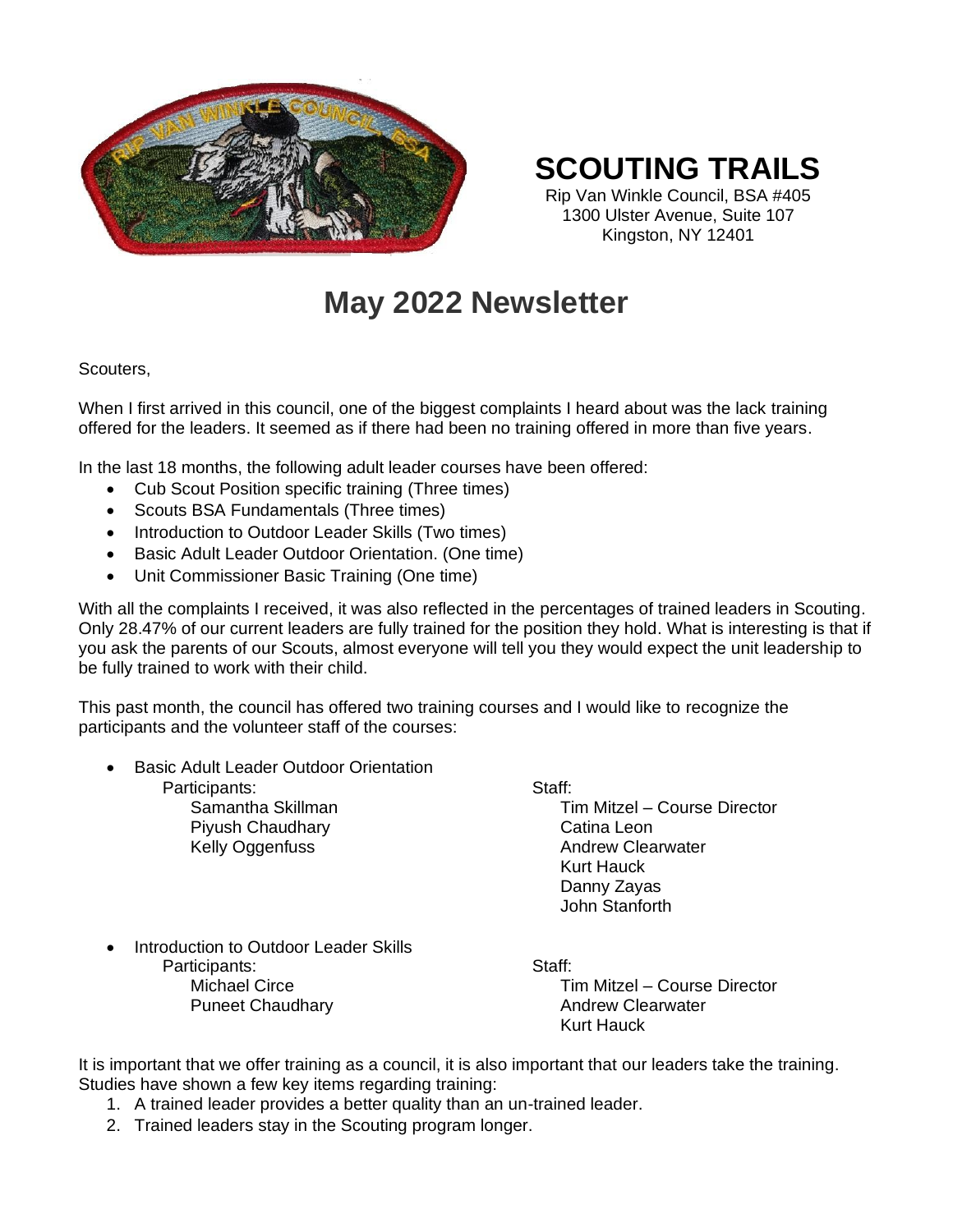# SCOUTING TRAILS

Rip Van Winkle Council, BSA #405
1300 Ulster Avenue, Suite 107
Kingston, NY 12401

# May 2022 Newsletter

Scouters,

When I first arrived in this council, one of the biggest complaints I heard about was the lack training offered for the leaders. It seemed as if there had been no training offered in more than five years.

In the last 18 months, the following adult leader courses have been offered:

- Cub Scout Position specific training (Three times)
- Scouts BSA Fundamentals (Three times)
- Introduction to Outdoor Leader Skills (Two times)
- Basic Adult Leader Outdoor Orientation. (One time)
- Unit Commissioner Basic Training (One time)

With all the complaints I received, it was also reflected in the percentages of trained leaders in Scouting. Only 28.47% of our current leaders are fully trained for the position they hold. What is interesting is that if you ask the parents of our Scouts, almost everyone will tell you they would expect the unit leadership to be fully trained to work with their child.

This past month, the council has offered two training courses and I would like to recognize the participants and the volunteer staff of the courses:

- Basic Adult Leader Outdoor Orientation
  - Participants:
    - Samantha Skillman
    - Piyush Chaudhary
    - Kelly Oggenfuss
  - Staff:
    - Tim Mitzel – Course Director
    - Catina Leon
    - Andrew Clearwater
    - Kurt Hauck
    - Danny Zayas
    - John Stanforth
- Introduction to Outdoor Leader Skills
  - Participants:
    - Michael Circe
    - Puneet Chaudhary
  - Staff:
    - Tim Mitzel – Course Director
    - Andrew Clearwater
    - Kurt Hauck

It is important that we offer training as a council, it is also important that our leaders take the training. Studies have shown a few key items regarding training:

1. A trained leader provides a better quality than an un-trained leader.
2. Trained leaders stay in the Scouting program longer.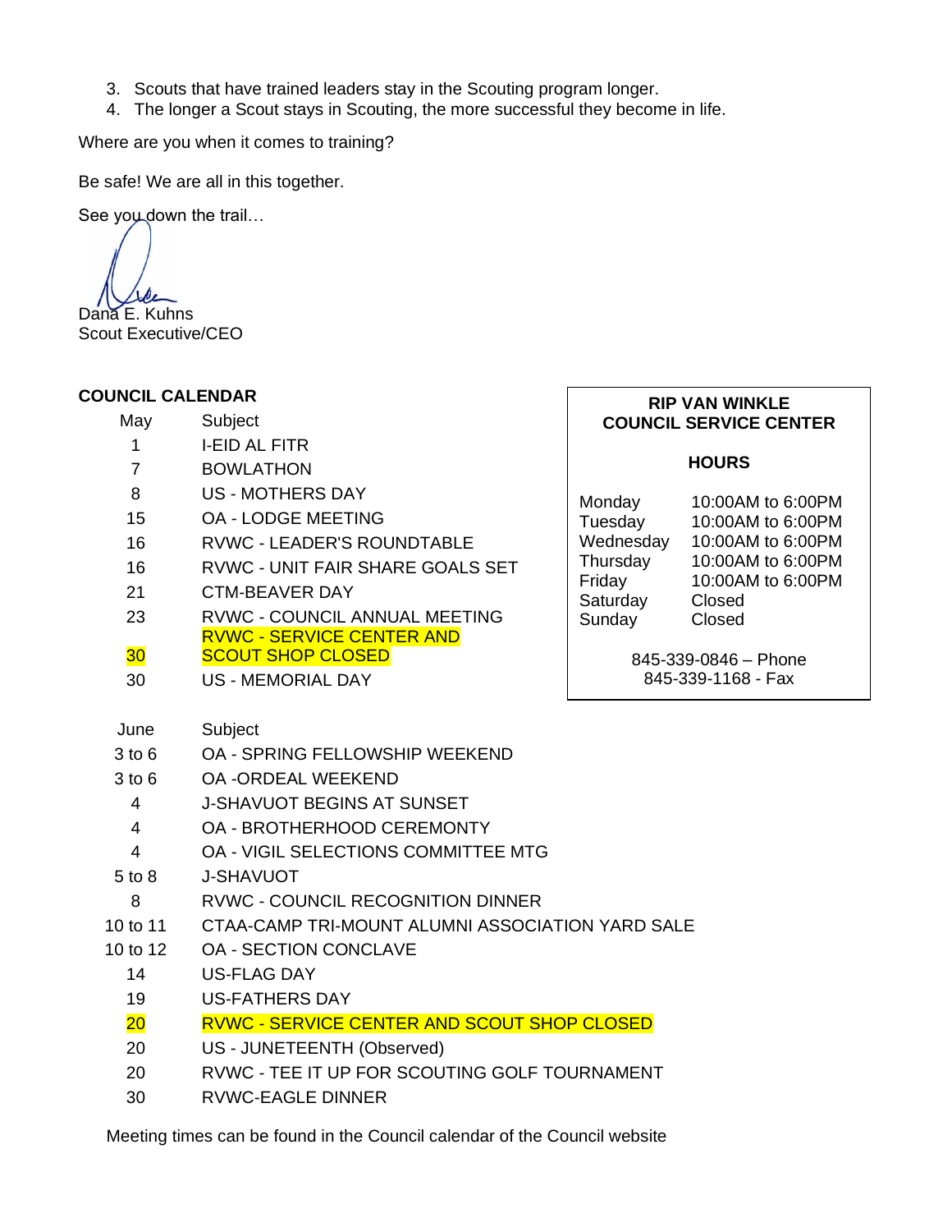3. Scouts that have trained leaders stay in the Scouting program longer.
4. The longer a Scout stays in Scouting, the more successful they become in life.

Where are you when it comes to training?

Be safe! We are all in this together.

See you down the trail…

Dana E. Kuhns
Scout Executive/CEO

**COUNCIL CALENDAR**

| May | Subject |
| --- | --- |
| 1 | I-EID AL FITR |
| 7 | BOWLATHON |
| 8 | US - MOTHERS DAY |
| 15 | OA - LODGE MEETING |
| 16 | RVWC - LEADER'S ROUNDTABLE |
| 16 | RVWC - UNIT FAIR SHARE GOALS SET |
| 21 | CTM-BEAVER DAY |
| 23 | RVWC - COUNCIL ANNUAL MEETING |
| 30 | RVWC - SERVICE CENTER AND SCOUT SHOP CLOSED |
| 30 | US - MEMORIAL DAY |

| June | Subject |
| --- | --- |
| 3 to 6 | OA - SPRING FELLOWSHIP WEEKEND |
| 3 to 6 | OA -ORDEAL WEEKEND |
| 4 | J-SHAVUOT BEGINS AT SUNSET |
| 4 | OA - BROTHERHOOD CEREMONTY |
| 4 | OA - VIGIL SELECTIONS COMMITTEE MTG |
| 5 to 8 | J-SHAVUOT |
| 8 | RVWC - COUNCIL RECOGNITION DINNER |
| 10 to 11 | CTAA-CAMP TRI-MOUNT ALUMNI ASSOCIATION YARD SALE |
| 10 to 12 | OA - SECTION CONCLAVE |
| 14 | US-FLAG DAY |
| 19 | US-FATHERS DAY |
| 20 | RVWC - SERVICE CENTER AND SCOUT SHOP CLOSED |
| 20 | US - JUNETEENTH (Observed) |
| 20 | RVWC - TEE IT UP FOR SCOUTING GOLF TOURNAMENT |
| 30 | RVWC-EAGLE DINNER |

Meeting times can be found in the Council calendar of the Council website

**RIP VAN WINKLE COUNCIL SERVICE CENTER**

**HOURS**

| Day | Hours |
| --- | --- |
| Monday | 10:00AM to 6:00PM |
| Tuesday | 10:00AM to 6:00PM |
| Wednesday | 10:00AM to 6:00PM |
| Thursday | 10:00AM to 6:00PM |
| Friday | 10:00AM to 6:00PM |
| Saturday | Closed |
| Sunday | Closed |

845-339-0846 – Phone
845-339-1168 - Fax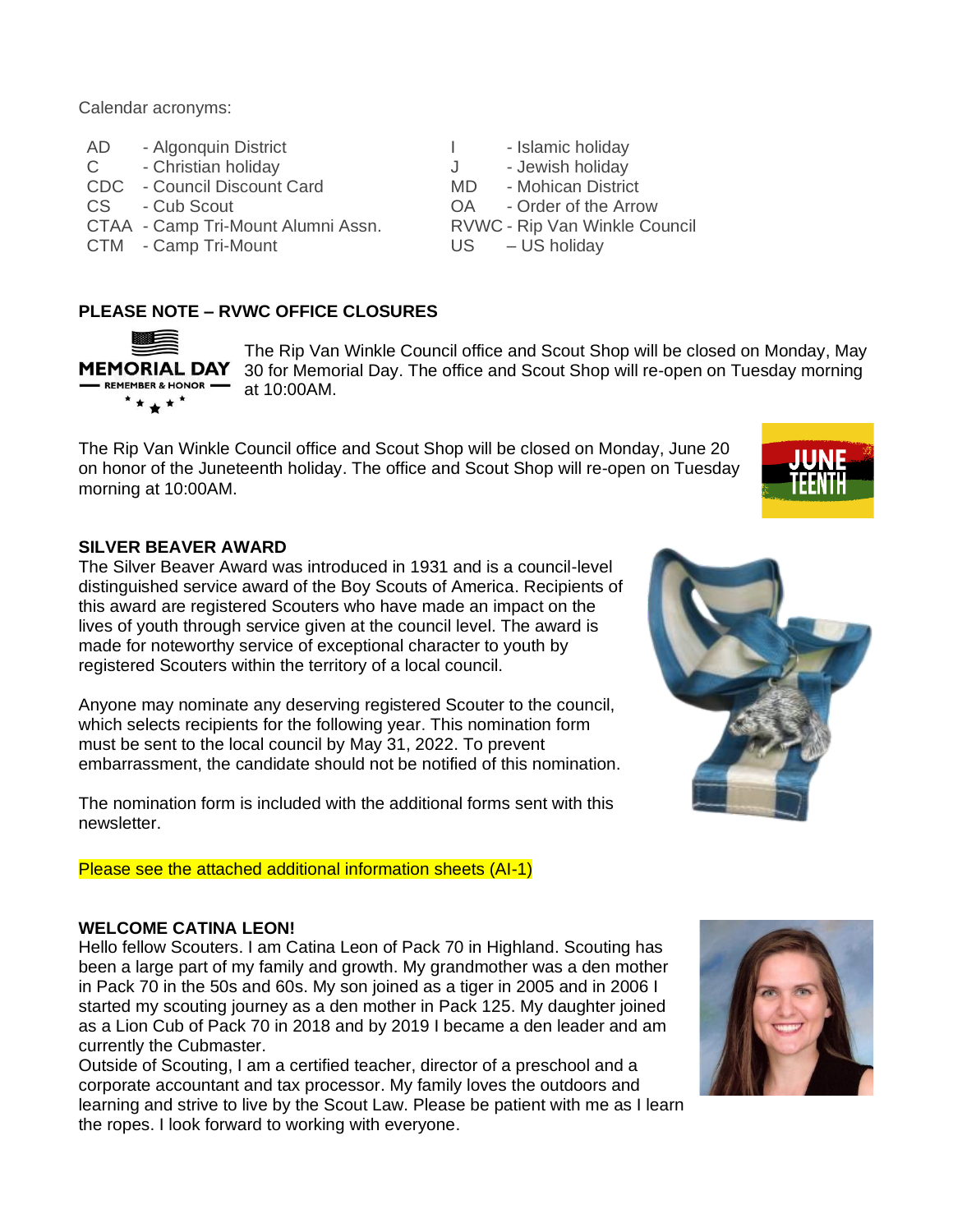Calendar acronyms:

| | | | |
|---|---|---|---|
| AD | - Algonquin District | I | - Islamic holiday |
| C | - Christian holiday | J | - Jewish holiday |
| CDC | - Council Discount Card | MD | - Mohican District |
| CS | - Cub Scout | OA | - Order of the Arrow |
| CTAA | - Camp Tri-Mount Alumni Assn. | RVWC | - Rip Van Winkle Council |
| CTM | - Camp Tri-Mount | US | – US holiday |

## PLEASE NOTE – RVWC OFFICE CLOSURES

The Rip Van Winkle Council office and Scout Shop will be closed on Monday, May 30 for Memorial Day. The office and Scout Shop will re-open on Tuesday morning at 10:00AM.

The Rip Van Winkle Council office and Scout Shop will be closed on Monday, June 20 on honor of the Juneteenth holiday. The office and Scout Shop will re-open on Tuesday morning at 10:00AM.

## SILVER BEAVER AWARD

The Silver Beaver Award was introduced in 1931 and is a council-level distinguished service award of the Boy Scouts of America. Recipients of this award are registered Scouters who have made an impact on the lives of youth through service given at the council level. The award is made for noteworthy service of exceptional character to youth by registered Scouters within the territory of a local council.

Anyone may nominate any deserving registered Scouter to the council, which selects recipients for the following year. This nomination form must be sent to the local council by May 31, 2022. To prevent embarrassment, the candidate should not be notified of this nomination.

The nomination form is included with the additional forms sent with this newsletter.

Please see the attached additional information sheets (AI-1)

## WELCOME CATINA LEON!

Hello fellow Scouters. I am Catina Leon of Pack 70 in Highland. Scouting has been a large part of my family and growth. My grandmother was a den mother in Pack 70 in the 50s and 60s. My son joined as a tiger in 2005 and in 2006 I started my scouting journey as a den mother in Pack 125. My daughter joined as a Lion Cub of Pack 70 in 2018 and by 2019 I became a den leader and am currently the Cubmaster.

Outside of Scouting, I am a certified teacher, director of a preschool and a corporate accountant and tax processor. My family loves the outdoors and learning and strive to live by the Scout Law. Please be patient with me as I learn the ropes. I look forward to working with everyone.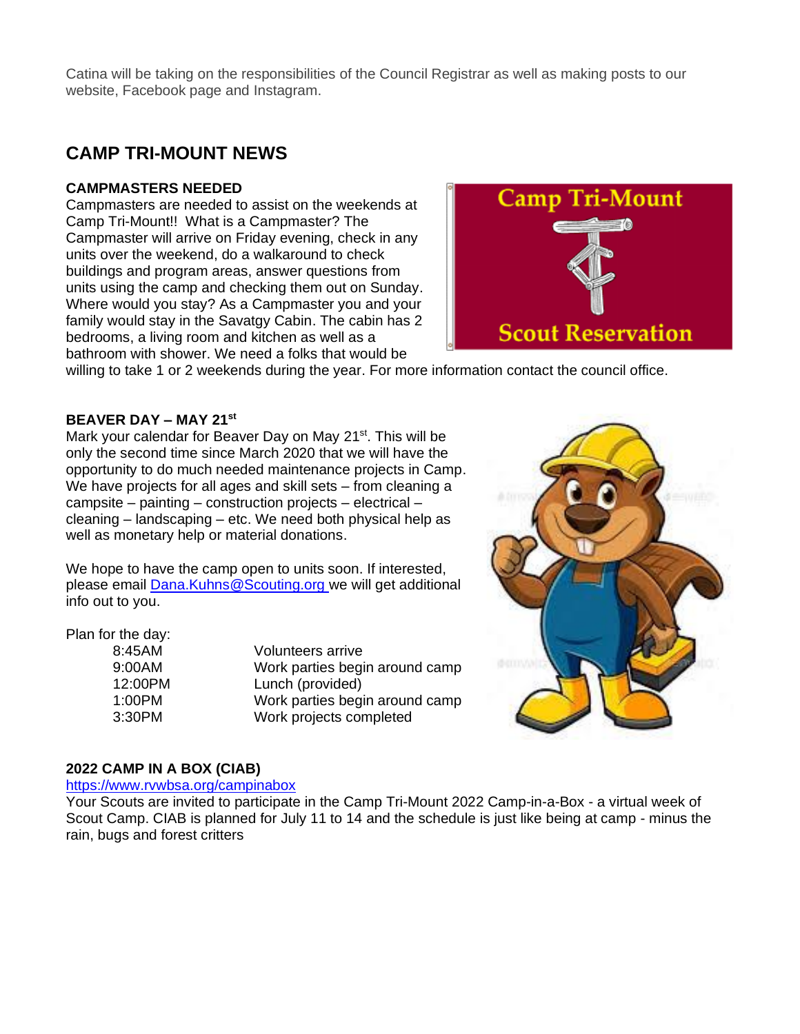Catina will be taking on the responsibilities of the Council Registrar as well as making posts to our website, Facebook page and Instagram.

## CAMP TRI-MOUNT NEWS

**CAMPMASTERS NEEDED**

Campmasters are needed to assist on the weekends at Camp Tri-Mount!! What is a Campmaster? The Campmaster will arrive on Friday evening, check in any units over the weekend, do a walkaround to check buildings and program areas, answer questions from units using the camp and checking them out on Sunday. Where would you stay? As a Campmaster you and your family would stay in the Savatgy Cabin. The cabin has 2 bedrooms, a living room and kitchen as well as a bathroom with shower. We need a folks that would be willing to take 1 or 2 weekends during the year. For more information contact the council office.

**BEAVER DAY – MAY 21st**

Mark your calendar for Beaver Day on May 21st. This will be only the second time since March 2020 that we will have the opportunity to do much needed maintenance projects in Camp. We have projects for all ages and skill sets – from cleaning a campsite – painting – construction projects – electrical – cleaning – landscaping – etc. We need both physical help as well as monetary help or material donations.

We hope to have the camp open to units soon. If interested, please email Dana.Kuhns@Scouting.org we will get additional info out to you.

Plan for the day:

| | |
|---|---|
| 8:45AM | Volunteers arrive |
| 9:00AM | Work parties begin around camp |
| 12:00PM | Lunch (provided) |
| 1:00PM | Work parties begin around camp |
| 3:30PM | Work projects completed |

**2022 CAMP IN A BOX (CIAB)**

https://www.rvwbsa.org/campinabox

Your Scouts are invited to participate in the Camp Tri-Mount 2022 Camp-in-a-Box - a virtual week of Scout Camp. CIAB is planned for July 11 to 14 and the schedule is just like being at camp - minus the rain, bugs and forest critters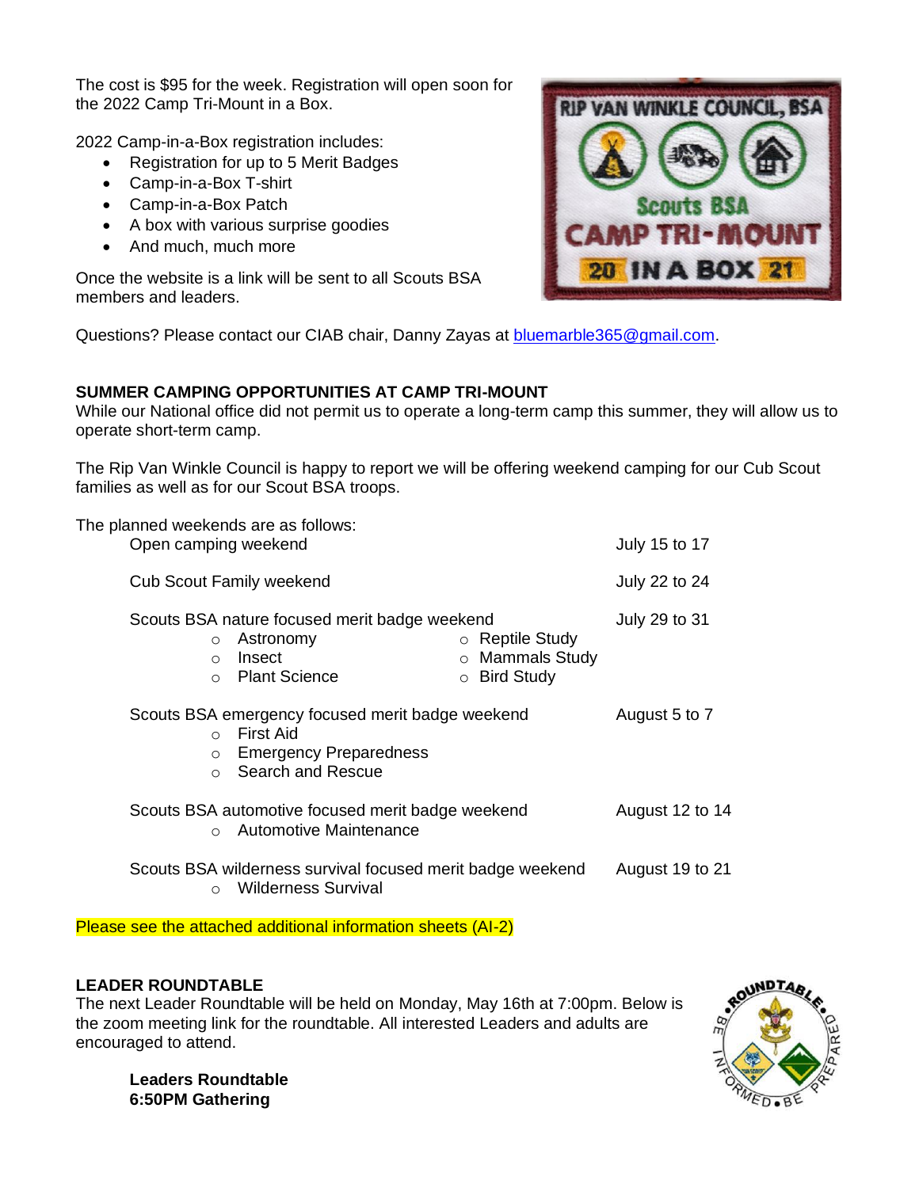The cost is $95 for the week. Registration will open soon for the 2022 Camp Tri-Mount in a Box.

2022 Camp-in-a-Box registration includes:

- Registration for up to 5 Merit Badges
- Camp-in-a-Box T-shirt
- Camp-in-a-Box Patch
- A box with various surprise goodies
- And much, much more

Once the website is a link will be sent to all Scouts BSA members and leaders.

Questions? Please contact our CIAB chair, Danny Zayas at bluemarble365@gmail.com.

**SUMMER CAMPING OPPORTUNITIES AT CAMP TRI-MOUNT**

While our National office did not permit us to operate a long-term camp this summer, they will allow us to operate short-term camp.

The Rip Van Winkle Council is happy to report we will be offering weekend camping for our Cub Scout families as well as for our Scout BSA troops.

The planned weekends are as follows:

Open camping weekend — July 15 to 17

Cub Scout Family weekend — July 22 to 24

Scouts BSA nature focused merit badge weekend — July 29 to 31
- Astronomy
- Insect
- Plant Science
- Reptile Study
- Mammals Study
- Bird Study

Scouts BSA emergency focused merit badge weekend — August 5 to 7
- First Aid
- Emergency Preparedness
- Search and Rescue

Scouts BSA automotive focused merit badge weekend — August 12 to 14
- Automotive Maintenance

Scouts BSA wilderness survival focused merit badge weekend — August 19 to 21
- Wilderness Survival

Please see the attached additional information sheets (AI-2)

**LEADER ROUNDTABLE**

The next Leader Roundtable will be held on Monday, May 16th at 7:00pm. Below is the zoom meeting link for the roundtable. All interested Leaders and adults are encouraged to attend.

**Leaders Roundtable**
**6:50PM Gathering**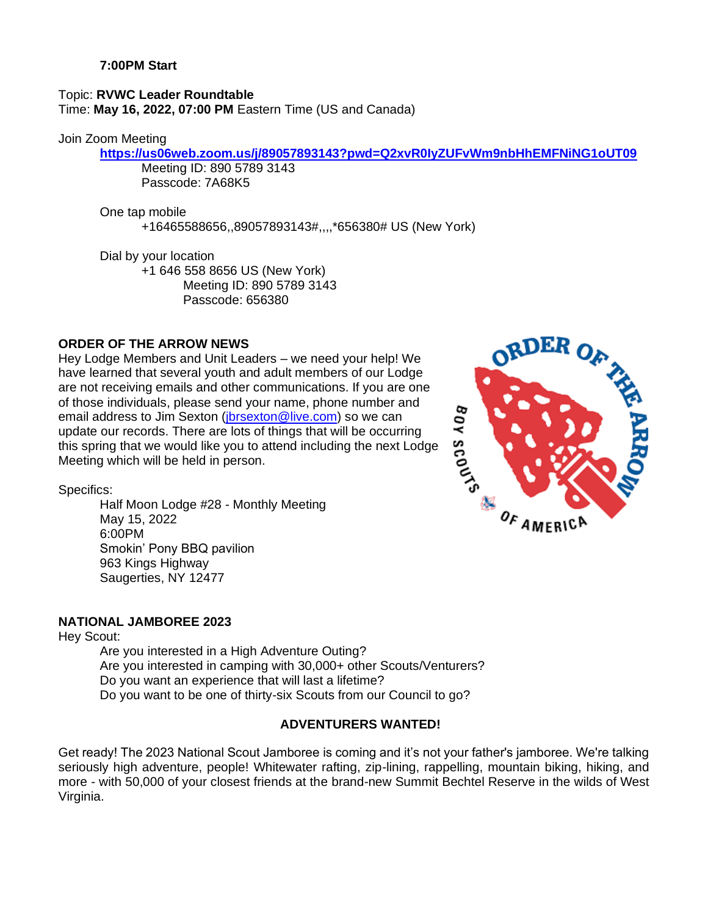**7:00PM Start**

Topic: **RVWC Leader Roundtable**
Time: **May 16, 2022, 07:00 PM** Eastern Time (US and Canada)

Join Zoom Meeting
**https://us06web.zoom.us/j/89057893143?pwd=Q2xvR0lyZUFvWm9nbHhEMFNiNG1oUT09**
Meeting ID: 890 5789 3143
Passcode: 7A68K5

One tap mobile
+16465588656,,89057893143#,,,,*656380# US (New York)

Dial by your location
+1 646 558 8656 US (New York)
Meeting ID: 890 5789 3143
Passcode: 656380

**ORDER OF THE ARROW NEWS**

Hey Lodge Members and Unit Leaders – we need your help! We have learned that several youth and adult members of our Lodge are not receiving emails and other communications. If you are one of those individuals, please send your name, phone number and email address to Jim Sexton (jbrsexton@live.com) so we can update our records. There are lots of things that will be occurring this spring that we would like you to attend including the next Lodge Meeting which will be held in person.

Specifics:

Half Moon Lodge #28 - Monthly Meeting
May 15, 2022
6:00PM
Smokin' Pony BBQ pavilion
963 Kings Highway
Saugerties, NY 12477

**NATIONAL JAMBOREE 2023**

Hey Scout:

Are you interested in a High Adventure Outing?
Are you interested in camping with 30,000+ other Scouts/Venturers?
Do you want an experience that will last a lifetime?
Do you want to be one of thirty-six Scouts from our Council to go?

**ADVENTURERS WANTED!**

Get ready! The 2023 National Scout Jamboree is coming and it's not your father's jamboree. We're talking seriously high adventure, people! Whitewater rafting, zip-lining, rappelling, mountain biking, hiking, and more - with 50,000 of your closest friends at the brand-new Summit Bechtel Reserve in the wilds of West Virginia.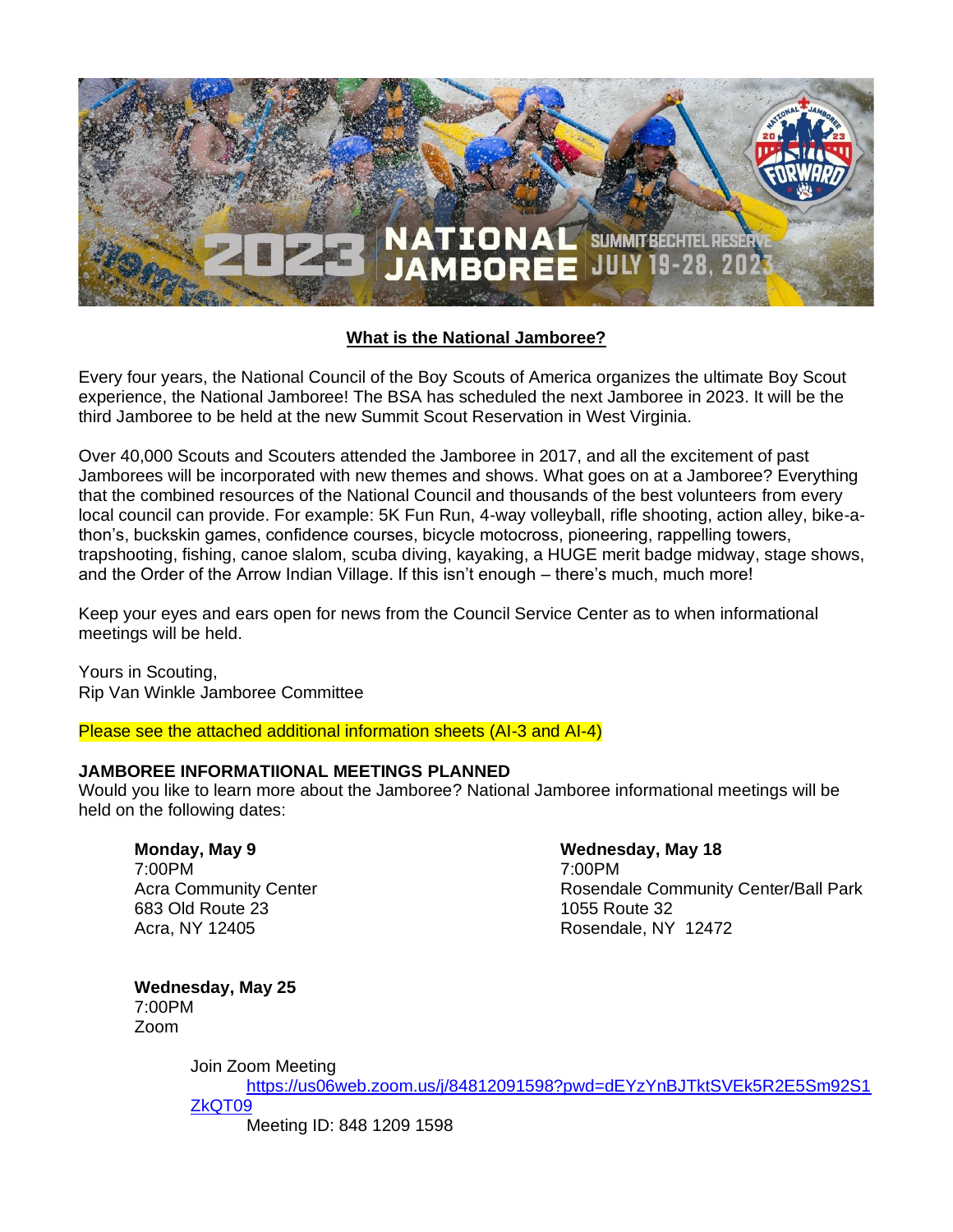## What is the National Jamboree?

Every four years, the National Council of the Boy Scouts of America organizes the ultimate Boy Scout experience, the National Jamboree! The BSA has scheduled the next Jamboree in 2023. It will be the third Jamboree to be held at the new Summit Scout Reservation in West Virginia.

Over 40,000 Scouts and Scouters attended the Jamboree in 2017, and all the excitement of past Jamborees will be incorporated with new themes and shows. What goes on at a Jamboree? Everything that the combined resources of the National Council and thousands of the best volunteers from every local council can provide. For example: 5K Fun Run, 4-way volleyball, rifle shooting, action alley, bike-a-thon's, buckskin games, confidence courses, bicycle motocross, pioneering, rappelling towers, trapshooting, fishing, canoe slalom, scuba diving, kayaking, a HUGE merit badge midway, stage shows, and the Order of the Arrow Indian Village. If this isn't enough – there's much, much more!

Keep your eyes and ears open for news from the Council Service Center as to when informational meetings will be held.

Yours in Scouting,
Rip Van Winkle Jamboree Committee

Please see the attached additional information sheets (AI-3 and AI-4)

**JAMBOREE INFORMATIIONAL MEETINGS PLANNED**
Would you like to learn more about the Jamboree? National Jamboree informational meetings will be held on the following dates:

**Monday, May 9**
7:00PM
Acra Community Center
683 Old Route 23
Acra, NY 12405

**Wednesday, May 18**
7:00PM
Rosendale Community Center/Ball Park
1055 Route 32
Rosendale, NY 12472

**Wednesday, May 25**
7:00PM
Zoom

Join Zoom Meeting
https://us06web.zoom.us/j/84812091598?pwd=dEYzYnBJTktSVEk5R2E5Sm92S1ZkQT09
Meeting ID: 848 1209 1598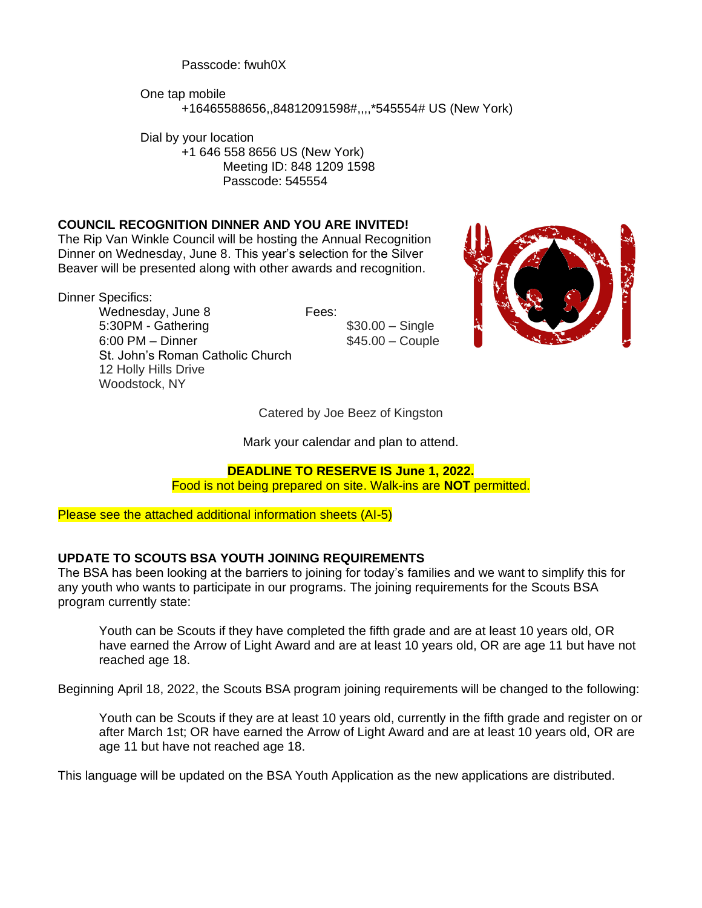Passcode: fwuh0X

One tap mobile
+16465588656,,84812091598#,,,,*545554# US (New York)

Dial by your location
+1 646 558 8656 US (New York)
Meeting ID: 848 1209 1598
Passcode: 545554

**COUNCIL RECOGNITION DINNER AND YOU ARE INVITED!**

The Rip Van Winkle Council will be hosting the Annual Recognition Dinner on Wednesday, June 8. This year's selection for the Silver Beaver will be presented along with other awards and recognition.

Dinner Specifics:

Wednesday, June 8
5:30PM - Gathering
6:00 PM – Dinner
St. John's Roman Catholic Church
12 Holly Hills Drive
Woodstock, NY

Fees:
$30.00 – Single
$45.00 – Couple

Catered by Joe Beez of Kingston

Mark your calendar and plan to attend.

**DEADLINE TO RESERVE IS June 1, 2022.**
Food is not being prepared on site. Walk-ins are **NOT** permitted.

Please see the attached additional information sheets (AI-5)

**UPDATE TO SCOUTS BSA YOUTH JOINING REQUIREMENTS**

The BSA has been looking at the barriers to joining for today's families and we want to simplify this for any youth who wants to participate in our programs. The joining requirements for the Scouts BSA program currently state:

> Youth can be Scouts if they have completed the fifth grade and are at least 10 years old, OR have earned the Arrow of Light Award and are at least 10 years old, OR are age 11 but have not reached age 18.

Beginning April 18, 2022, the Scouts BSA program joining requirements will be changed to the following:

> Youth can be Scouts if they are at least 10 years old, currently in the fifth grade and register on or after March 1st; OR have earned the Arrow of Light Award and are at least 10 years old, OR are age 11 but have not reached age 18.

This language will be updated on the BSA Youth Application as the new applications are distributed.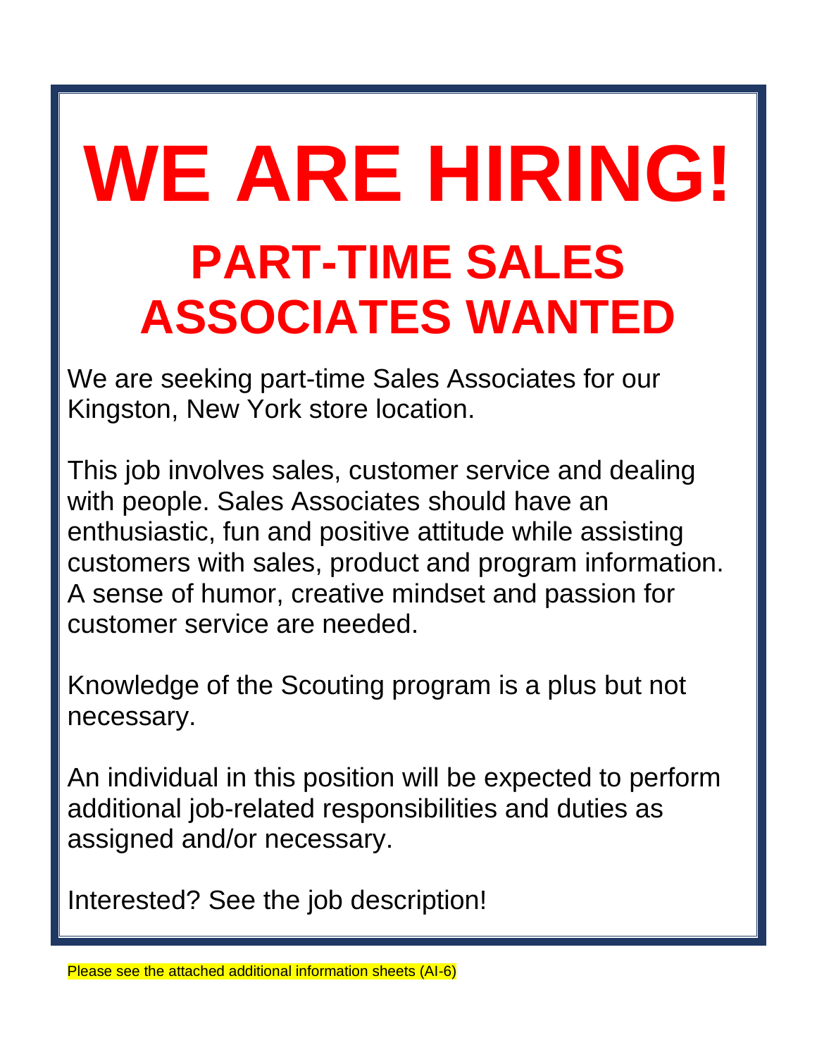# WE ARE HIRING!

## PART-TIME SALES ASSOCIATES WANTED

We are seeking part-time Sales Associates for our Kingston, New York store location.

This job involves sales, customer service and dealing with people. Sales Associates should have an enthusiastic, fun and positive attitude while assisting customers with sales, product and program information. A sense of humor, creative mindset and passion for customer service are needed.

Knowledge of the Scouting program is a plus but not necessary.

An individual in this position will be expected to perform additional job-related responsibilities and duties as assigned and/or necessary.

Interested? See the job description!

Please see the attached additional information sheets (AI-6)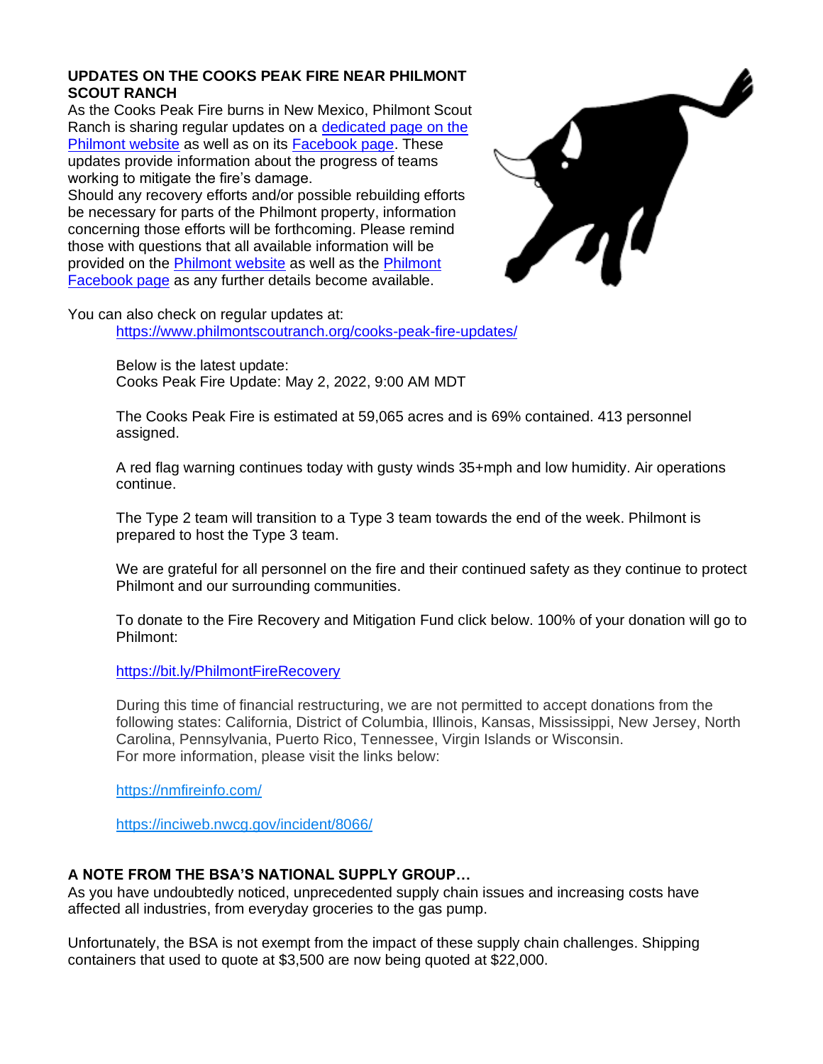## UPDATES ON THE COOKS PEAK FIRE NEAR PHILMONT SCOUT RANCH

As the Cooks Peak Fire burns in New Mexico, Philmont Scout Ranch is sharing regular updates on a dedicated page on the Philmont website as well as on its Facebook page. These updates provide information about the progress of teams working to mitigate the fire's damage.

Should any recovery efforts and/or possible rebuilding efforts be necessary for parts of the Philmont property, information concerning those efforts will be forthcoming. Please remind those with questions that all available information will be provided on the Philmont website as well as the Philmont Facebook page as any further details become available.

You can also check on regular updates at:

> https://www.philmontscoutranch.org/cooks-peak-fire-updates/
>
> Below is the latest update:
> Cooks Peak Fire Update: May 2, 2022, 9:00 AM MDT
>
> The Cooks Peak Fire is estimated at 59,065 acres and is 69% contained. 413 personnel assigned.
>
> A red flag warning continues today with gusty winds 35+mph and low humidity. Air operations continue.
>
> The Type 2 team will transition to a Type 3 team towards the end of the week. Philmont is prepared to host the Type 3 team.
>
> We are grateful for all personnel on the fire and their continued safety as they continue to protect Philmont and our surrounding communities.
>
> To donate to the Fire Recovery and Mitigation Fund click below. 100% of your donation will go to Philmont:
>
> https://bit.ly/PhilmontFireRecovery
>
> During this time of financial restructuring, we are not permitted to accept donations from the following states: California, District of Columbia, Illinois, Kansas, Mississippi, New Jersey, North Carolina, Pennsylvania, Puerto Rico, Tennessee, Virgin Islands or Wisconsin.
> For more information, please visit the links below:
>
> https://nmfireinfo.com/
>
> https://inciweb.nwcg.gov/incident/8066/

## A NOTE FROM THE BSA'S NATIONAL SUPPLY GROUP…

As you have undoubtedly noticed, unprecedented supply chain issues and increasing costs have affected all industries, from everyday groceries to the gas pump.

Unfortunately, the BSA is not exempt from the impact of these supply chain challenges. Shipping containers that used to quote at $3,500 are now being quoted at $22,000.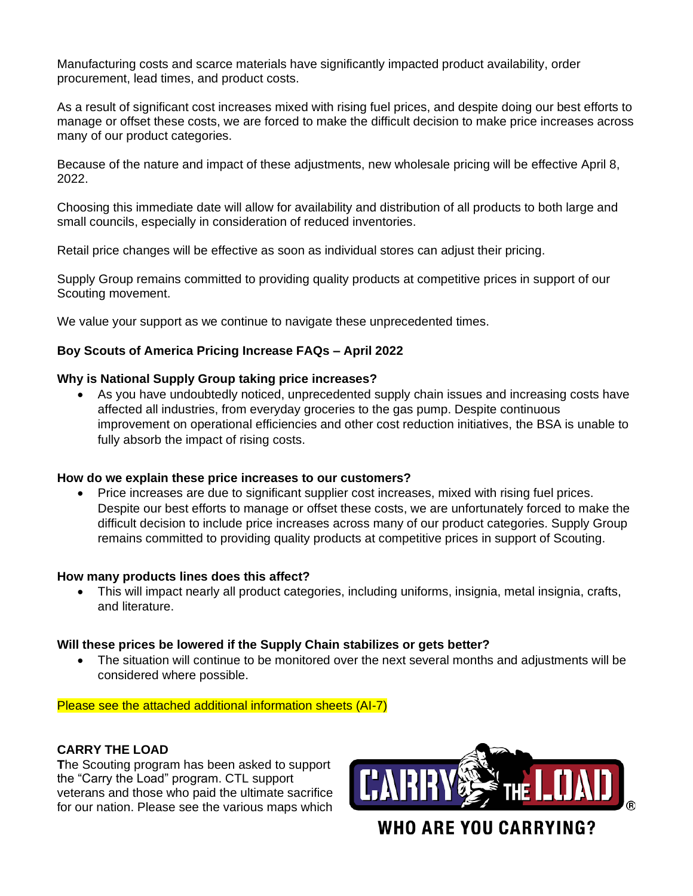Manufacturing costs and scarce materials have significantly impacted product availability, order procurement, lead times, and product costs.

As a result of significant cost increases mixed with rising fuel prices, and despite doing our best efforts to manage or offset these costs, we are forced to make the difficult decision to make price increases across many of our product categories.

Because of the nature and impact of these adjustments, new wholesale pricing will be effective April 8, 2022.

Choosing this immediate date will allow for availability and distribution of all products to both large and small councils, especially in consideration of reduced inventories.

Retail price changes will be effective as soon as individual stores can adjust their pricing.

Supply Group remains committed to providing quality products at competitive prices in support of our Scouting movement.

We value your support as we continue to navigate these unprecedented times.

**Boy Scouts of America Pricing Increase FAQs – April 2022**

**Why is National Supply Group taking price increases?**

- As you have undoubtedly noticed, unprecedented supply chain issues and increasing costs have affected all industries, from everyday groceries to the gas pump. Despite continuous improvement on operational efficiencies and other cost reduction initiatives, the BSA is unable to fully absorb the impact of rising costs.

**How do we explain these price increases to our customers?**

- Price increases are due to significant supplier cost increases, mixed with rising fuel prices. Despite our best efforts to manage or offset these costs, we are unfortunately forced to make the difficult decision to include price increases across many of our product categories. Supply Group remains committed to providing quality products at competitive prices in support of Scouting.

**How many products lines does this affect?**

- This will impact nearly all product categories, including uniforms, insignia, metal insignia, crafts, and literature.

**Will these prices be lowered if the Supply Chain stabilizes or gets better?**

- The situation will continue to be monitored over the next several months and adjustments will be considered where possible.

Please see the attached additional information sheets (AI-7)

**CARRY THE LOAD**

**T**he Scouting program has been asked to support the "Carry the Load" program. CTL support veterans and those who paid the ultimate sacrifice for our nation. Please see the various maps which

CARRY THE LOAD®

WHO ARE YOU CARRYING?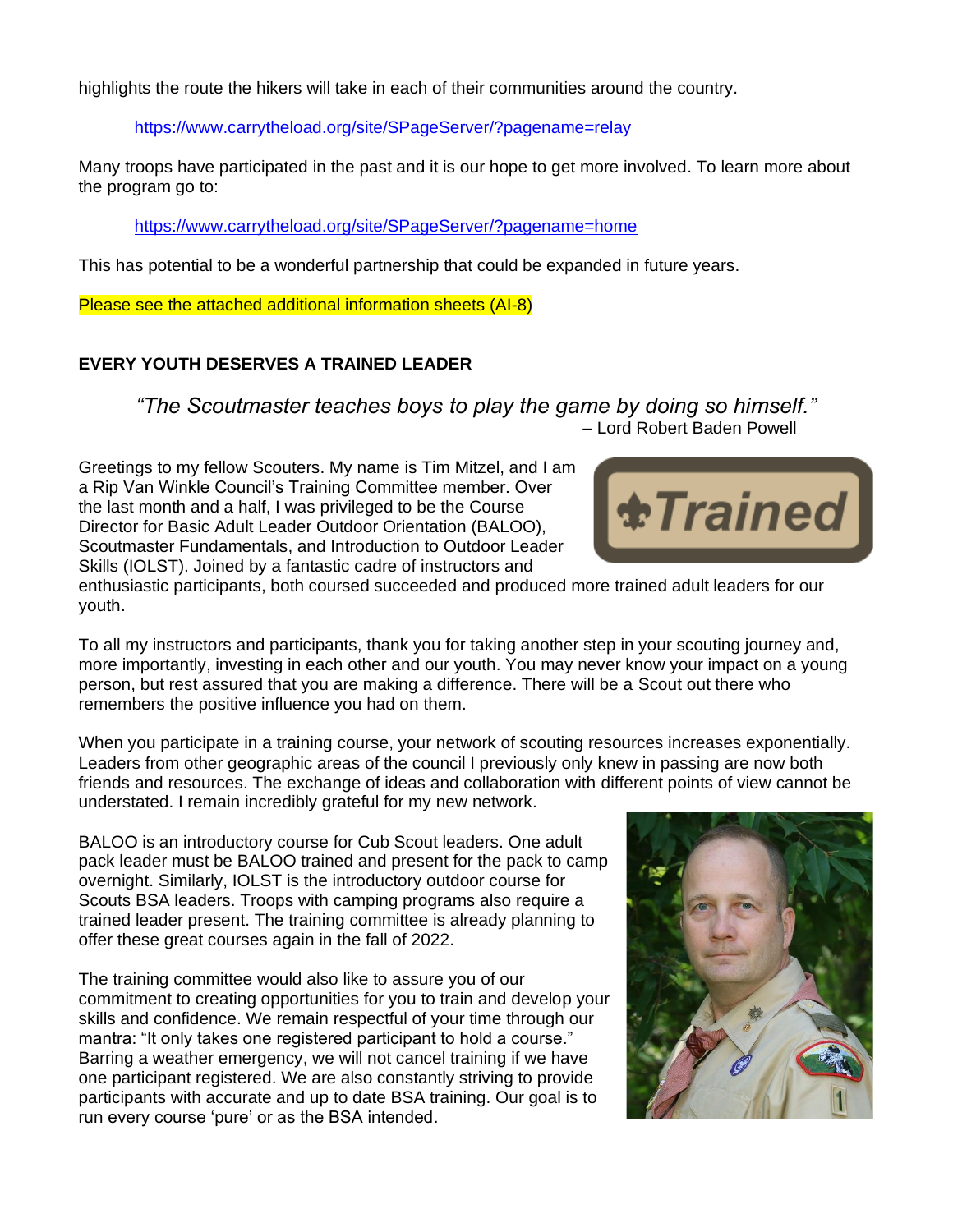highlights the route the hikers will take in each of their communities around the country.

https://www.carrytheload.org/site/SPageServer/?pagename=relay

Many troops have participated in the past and it is our hope to get more involved. To learn more about the program go to:

https://www.carrytheload.org/site/SPageServer/?pagename=home

This has potential to be a wonderful partnership that could be expanded in future years.

Please see the attached additional information sheets (AI-8)

## EVERY YOUTH DESERVES A TRAINED LEADER

*"The Scoutmaster teaches boys to play the game by doing so himself."*
– Lord Robert Baden Powell

Greetings to my fellow Scouters. My name is Tim Mitzel, and I am a Rip Van Winkle Council's Training Committee member. Over the last month and a half, I was privileged to be the Course Director for Basic Adult Leader Outdoor Orientation (BALOO), Scoutmaster Fundamentals, and Introduction to Outdoor Leader Skills (IOLST). Joined by a fantastic cadre of instructors and enthusiastic participants, both coursed succeeded and produced more trained adult leaders for our youth.

To all my instructors and participants, thank you for taking another step in your scouting journey and, more importantly, investing in each other and our youth. You may never know your impact on a young person, but rest assured that you are making a difference. There will be a Scout out there who remembers the positive influence you had on them.

When you participate in a training course, your network of scouting resources increases exponentially. Leaders from other geographic areas of the council I previously only knew in passing are now both friends and resources. The exchange of ideas and collaboration with different points of view cannot be understated. I remain incredibly grateful for my new network.

BALOO is an introductory course for Cub Scout leaders. One adult pack leader must be BALOO trained and present for the pack to camp overnight. Similarly, IOLST is the introductory outdoor course for Scouts BSA leaders. Troops with camping programs also require a trained leader present. The training committee is already planning to offer these great courses again in the fall of 2022.

The training committee would also like to assure you of our commitment to creating opportunities for you to train and develop your skills and confidence. We remain respectful of your time through our mantra: "It only takes one registered participant to hold a course." Barring a weather emergency, we will not cancel training if we have one participant registered. We are also constantly striving to provide participants with accurate and up to date BSA training. Our goal is to run every course 'pure' or as the BSA intended.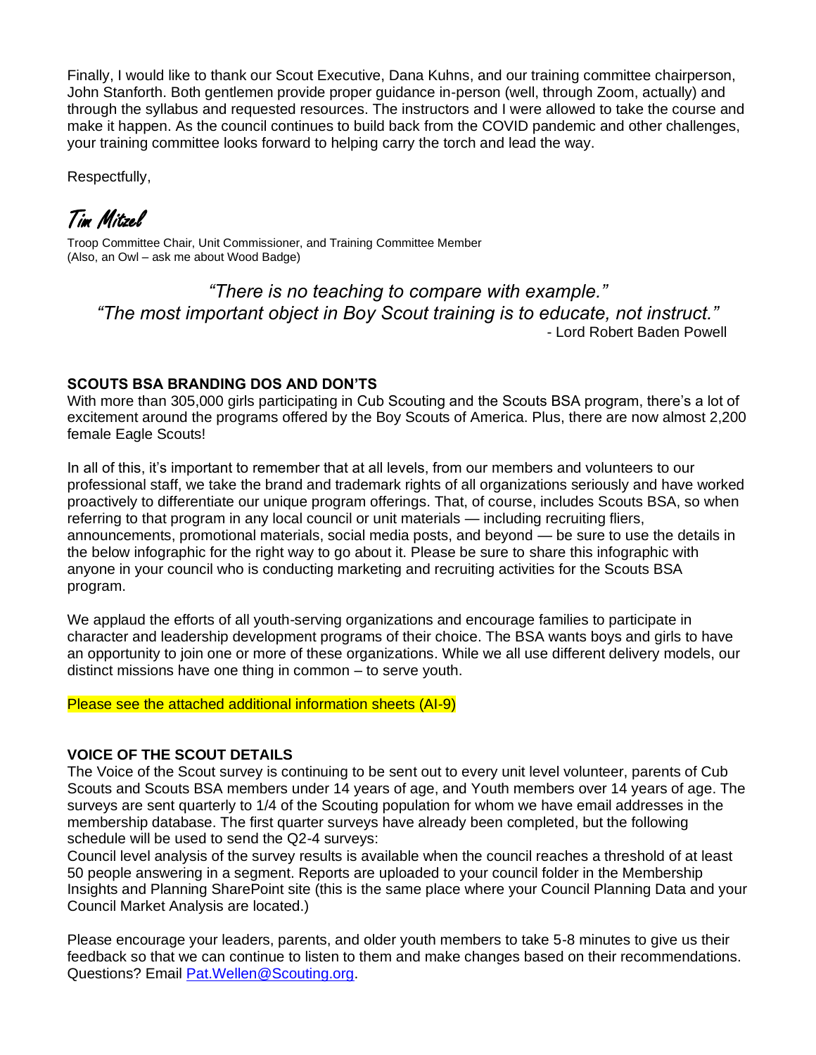Finally, I would like to thank our Scout Executive, Dana Kuhns, and our training committee chairperson, John Stanforth. Both gentlemen provide proper guidance in-person (well, through Zoom, actually) and through the syllabus and requested resources. The instructors and I were allowed to take the course and make it happen. As the council continues to build back from the COVID pandemic and other challenges, your training committee looks forward to helping carry the torch and lead the way.

Respectfully,

*Tim Mitzel*

Troop Committee Chair, Unit Commissioner, and Training Committee Member
(Also, an Owl – ask me about Wood Badge)

*"There is no teaching to compare with example."*
*"The most important object in Boy Scout training is to educate, not instruct."*
- Lord Robert Baden Powell

**SCOUTS BSA BRANDING DOS AND DON'TS**

With more than 305,000 girls participating in Cub Scouting and the Scouts BSA program, there's a lot of excitement around the programs offered by the Boy Scouts of America. Plus, there are now almost 2,200 female Eagle Scouts!

In all of this, it's important to remember that at all levels, from our members and volunteers to our professional staff, we take the brand and trademark rights of all organizations seriously and have worked proactively to differentiate our unique program offerings. That, of course, includes Scouts BSA, so when referring to that program in any local council or unit materials — including recruiting fliers, announcements, promotional materials, social media posts, and beyond — be sure to use the details in the below infographic for the right way to go about it. Please be sure to share this infographic with anyone in your council who is conducting marketing and recruiting activities for the Scouts BSA program.

We applaud the efforts of all youth-serving organizations and encourage families to participate in character and leadership development programs of their choice. The BSA wants boys and girls to have an opportunity to join one or more of these organizations. While we all use different delivery models, our distinct missions have one thing in common – to serve youth.

Please see the attached additional information sheets (AI-9)

**VOICE OF THE SCOUT DETAILS**

The Voice of the Scout survey is continuing to be sent out to every unit level volunteer, parents of Cub Scouts and Scouts BSA members under 14 years of age, and Youth members over 14 years of age. The surveys are sent quarterly to 1/4 of the Scouting population for whom we have email addresses in the membership database. The first quarter surveys have already been completed, but the following schedule will be used to send the Q2-4 surveys:

Council level analysis of the survey results is available when the council reaches a threshold of at least 50 people answering in a segment. Reports are uploaded to your council folder in the Membership Insights and Planning SharePoint site (this is the same place where your Council Planning Data and your Council Market Analysis are located.)

Please encourage your leaders, parents, and older youth members to take 5-8 minutes to give us their feedback so that we can continue to listen to them and make changes based on their recommendations. Questions? Email Pat.Wellen@Scouting.org.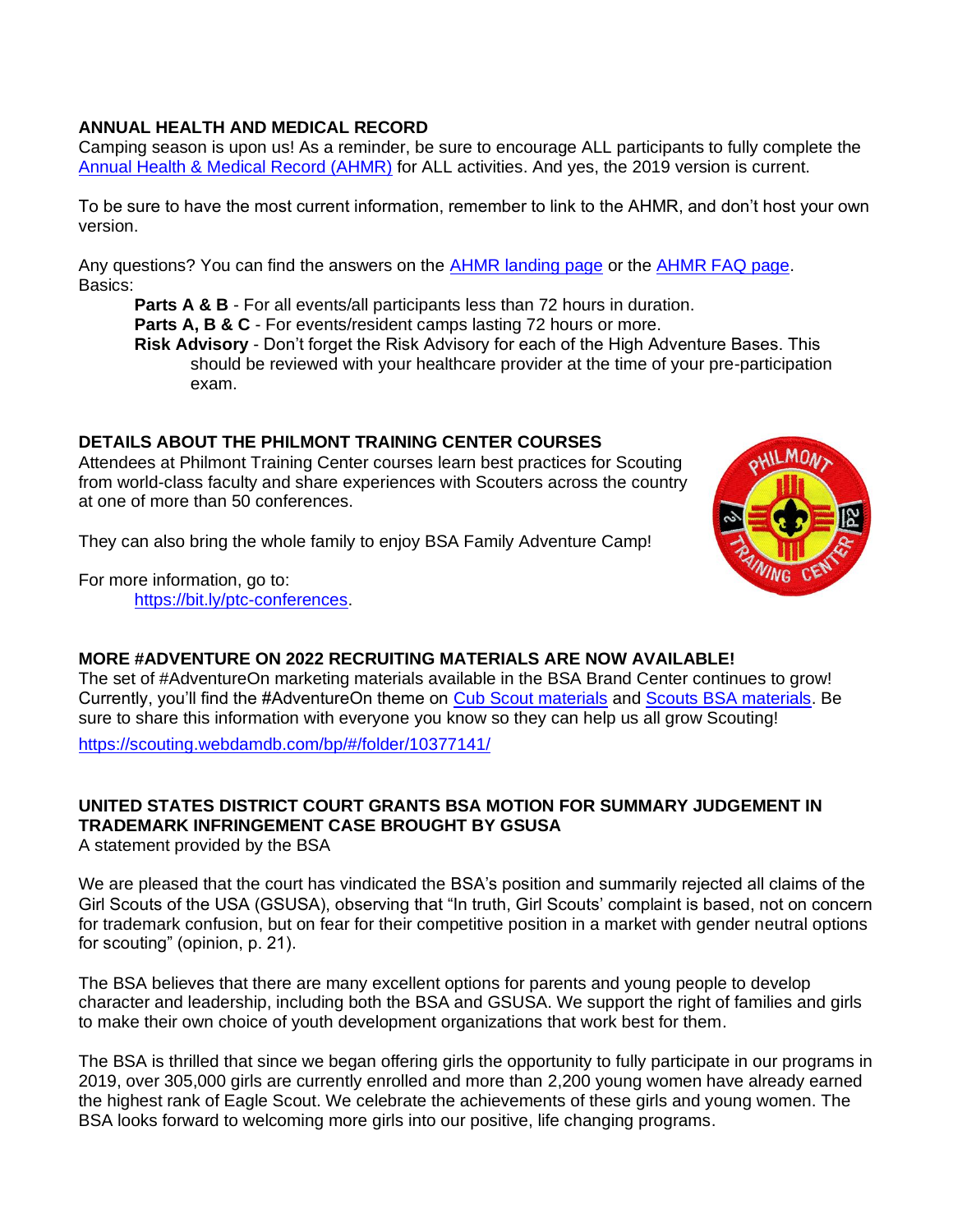**ANNUAL HEALTH AND MEDICAL RECORD**

Camping season is upon us! As a reminder, be sure to encourage ALL participants to fully complete the Annual Health & Medical Record (AHMR) for ALL activities. And yes, the 2019 version is current.

To be sure to have the most current information, remember to link to the AHMR, and don't host your own version.

Any questions? You can find the answers on the AHMR landing page or the AHMR FAQ page.
Basics:

- **Parts A & B** - For all events/all participants less than 72 hours in duration.
- **Parts A, B & C** - For events/resident camps lasting 72 hours or more.
- **Risk Advisory** - Don't forget the Risk Advisory for each of the High Adventure Bases. This should be reviewed with your healthcare provider at the time of your pre-participation exam.

**DETAILS ABOUT THE PHILMONT TRAINING CENTER COURSES**

Attendees at Philmont Training Center courses learn best practices for Scouting from world-class faculty and share experiences with Scouters across the country at one of more than 50 conferences.

They can also bring the whole family to enjoy BSA Family Adventure Camp!

For more information, go to:
https://bit.ly/ptc-conferences.

**MORE #ADVENTURE ON 2022 RECRUITING MATERIALS ARE NOW AVAILABLE!**

The set of #AdventureOn marketing materials available in the BSA Brand Center continues to grow! Currently, you'll find the #AdventureOn theme on Cub Scout materials and Scouts BSA materials. Be sure to share this information with everyone you know so they can help us all grow Scouting!

https://scouting.webdamdb.com/bp/#/folder/10377141/

**UNITED STATES DISTRICT COURT GRANTS BSA MOTION FOR SUMMARY JUDGEMENT IN TRADEMARK INFRINGEMENT CASE BROUGHT BY GSUSA**

A statement provided by the BSA

We are pleased that the court has vindicated the BSA's position and summarily rejected all claims of the Girl Scouts of the USA (GSUSA), observing that "In truth, Girl Scouts' complaint is based, not on concern for trademark confusion, but on fear for their competitive position in a market with gender neutral options for scouting" (opinion, p. 21).

The BSA believes that there are many excellent options for parents and young people to develop character and leadership, including both the BSA and GSUSA. We support the right of families and girls to make their own choice of youth development organizations that work best for them.

The BSA is thrilled that since we began offering girls the opportunity to fully participate in our programs in 2019, over 305,000 girls are currently enrolled and more than 2,200 young women have already earned the highest rank of Eagle Scout. We celebrate the achievements of these girls and young women. The BSA looks forward to welcoming more girls into our positive, life changing programs.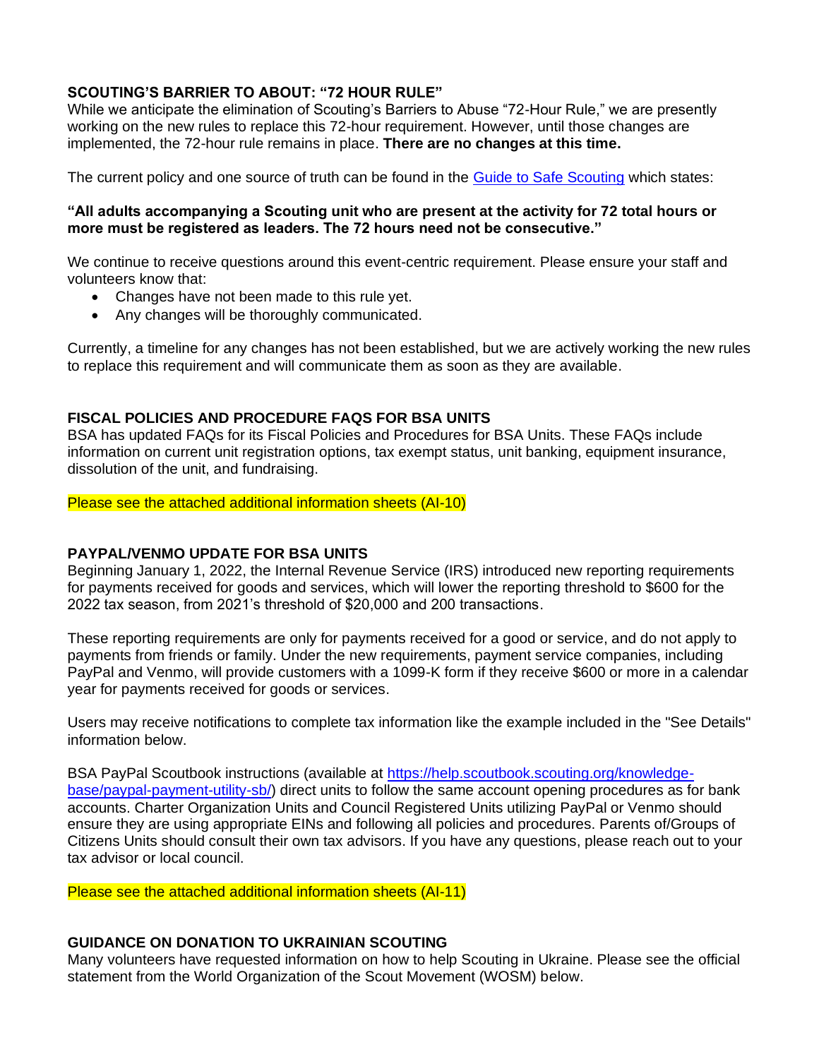**SCOUTING'S BARRIER TO ABOUT: "72 HOUR RULE"**
While we anticipate the elimination of Scouting's Barriers to Abuse "72-Hour Rule," we are presently working on the new rules to replace this 72-hour requirement. However, until those changes are implemented, the 72-hour rule remains in place. **There are no changes at this time.**

The current policy and one source of truth can be found in the [Guide to Safe Scouting](Guide to Safe Scouting) which states:

**"All adults accompanying a Scouting unit who are present at the activity for 72 total hours or more must be registered as leaders. The 72 hours need not be consecutive."**

We continue to receive questions around this event-centric requirement. Please ensure your staff and volunteers know that:

- Changes have not been made to this rule yet.
- Any changes will be thoroughly communicated.

Currently, a timeline for any changes has not been established, but we are actively working the new rules to replace this requirement and will communicate them as soon as they are available.

**FISCAL POLICIES AND PROCEDURE FAQS FOR BSA UNITS**
BSA has updated FAQs for its Fiscal Policies and Procedures for BSA Units. These FAQs include information on current unit registration options, tax exempt status, unit banking, equipment insurance, dissolution of the unit, and fundraising.

Please see the attached additional information sheets (AI-10)

**PAYPAL/VENMO UPDATE FOR BSA UNITS**
Beginning January 1, 2022, the Internal Revenue Service (IRS) introduced new reporting requirements for payments received for goods and services, which will lower the reporting threshold to $600 for the 2022 tax season, from 2021's threshold of $20,000 and 200 transactions.

These reporting requirements are only for payments received for a good or service, and do not apply to payments from friends or family. Under the new requirements, payment service companies, including PayPal and Venmo, will provide customers with a 1099-K form if they receive $600 or more in a calendar year for payments received for goods or services.

Users may receive notifications to complete tax information like the example included in the "See Details" information below.

BSA PayPal Scoutbook instructions (available at [https://help.scoutbook.scouting.org/knowledge-base/paypal-payment-utility-sb/](https://help.scoutbook.scouting.org/knowledge-base/paypal-payment-utility-sb/)) direct units to follow the same account opening procedures as for bank accounts. Charter Organization Units and Council Registered Units utilizing PayPal or Venmo should ensure they are using appropriate EINs and following all policies and procedures. Parents of/Groups of Citizens Units should consult their own tax advisors. If you have any questions, please reach out to your tax advisor or local council.

Please see the attached additional information sheets (AI-11)

**GUIDANCE ON DONATION TO UKRAINIAN SCOUTING**
Many volunteers have requested information on how to help Scouting in Ukraine. Please see the official statement from the World Organization of the Scout Movement (WOSM) below.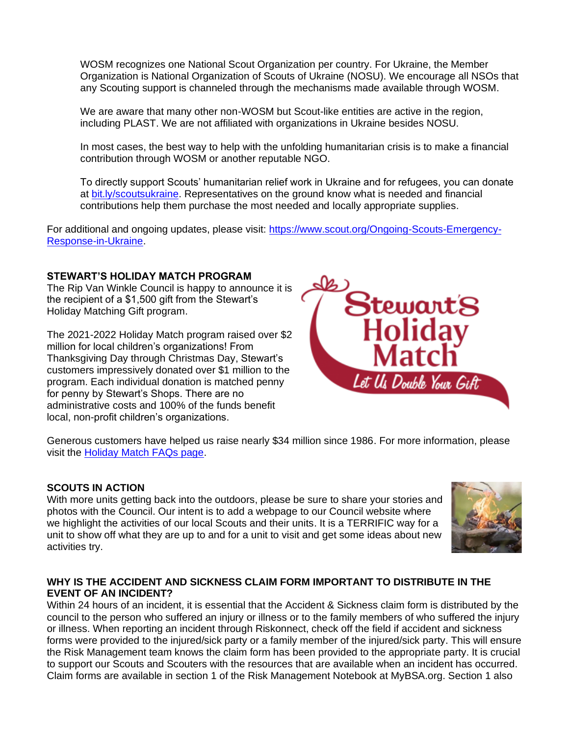WOSM recognizes one National Scout Organization per country. For Ukraine, the Member Organization is National Organization of Scouts of Ukraine (NOSU). We encourage all NSOs that any Scouting support is channeled through the mechanisms made available through WOSM.

We are aware that many other non-WOSM but Scout-like entities are active in the region, including PLAST. We are not affiliated with organizations in Ukraine besides NOSU.

In most cases, the best way to help with the unfolding humanitarian crisis is to make a financial contribution through WOSM or another reputable NGO.

To directly support Scouts' humanitarian relief work in Ukraine and for refugees, you can donate at [bit.ly/scoutsukraine](bit.ly/scoutsukraine). Representatives on the ground know what is needed and financial contributions help them purchase the most needed and locally appropriate supplies.

For additional and ongoing updates, please visit: [https://www.scout.org/Ongoing-Scouts-Emergency-Response-in-Ukraine](https://www.scout.org/Ongoing-Scouts-Emergency-Response-in-Ukraine).

**STEWART'S HOLIDAY MATCH PROGRAM**

The Rip Van Winkle Council is happy to announce it is the recipient of a $1,500 gift from the Stewart's Holiday Matching Gift program.

The 2021-2022 Holiday Match program raised over $2 million for local children's organizations! From Thanksgiving Day through Christmas Day, Stewart's customers impressively donated over $1 million to the program. Each individual donation is matched penny for penny by Stewart's Shops. There are no administrative costs and 100% of the funds benefit local, non-profit children's organizations.

Generous customers have helped us raise nearly $34 million since 1986. For more information, please visit the Holiday Match FAQs page.

**SCOUTS IN ACTION**

With more units getting back into the outdoors, please be sure to share your stories and photos with the Council. Our intent is to add a webpage to our Council website where we highlight the activities of our local Scouts and their units. It is a TERRIFIC way for a unit to show off what they are up to and for a unit to visit and get some ideas about new activities try.

**WHY IS THE ACCIDENT AND SICKNESS CLAIM FORM IMPORTANT TO DISTRIBUTE IN THE EVENT OF AN INCIDENT?**

Within 24 hours of an incident, it is essential that the Accident & Sickness claim form is distributed by the council to the person who suffered an injury or illness or to the family members of who suffered the injury or illness. When reporting an incident through Riskonnect, check off the field if accident and sickness forms were provided to the injured/sick party or a family member of the injured/sick party. This will ensure the Risk Management team knows the claim form has been provided to the appropriate party. It is crucial to support our Scouts and Scouters with the resources that are available when an incident has occurred. Claim forms are available in section 1 of the Risk Management Notebook at MyBSA.org. Section 1 also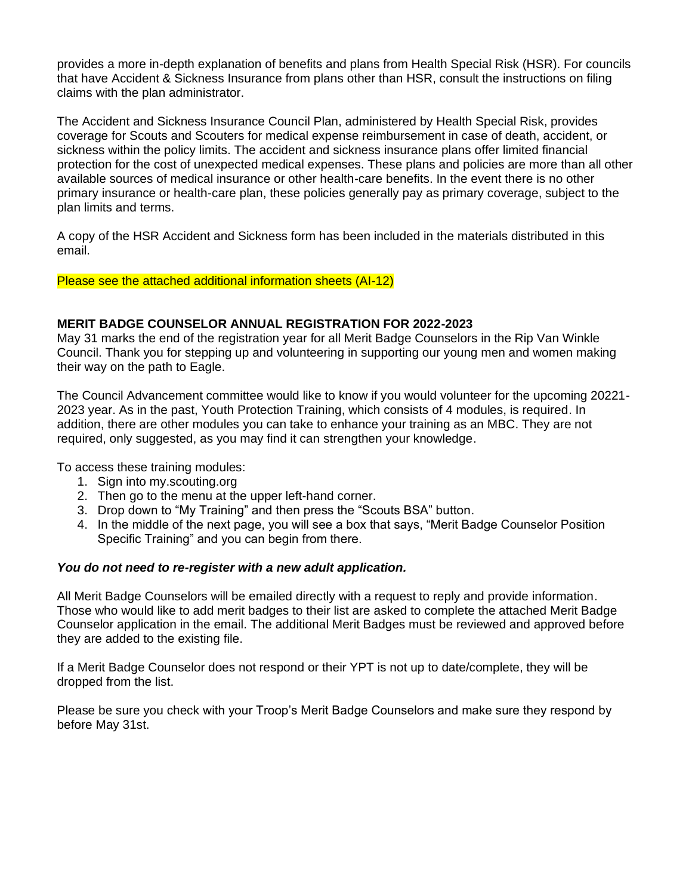provides a more in-depth explanation of benefits and plans from Health Special Risk (HSR). For councils that have Accident & Sickness Insurance from plans other than HSR, consult the instructions on filing claims with the plan administrator.

The Accident and Sickness Insurance Council Plan, administered by Health Special Risk, provides coverage for Scouts and Scouters for medical expense reimbursement in case of death, accident, or sickness within the policy limits. The accident and sickness insurance plans offer limited financial protection for the cost of unexpected medical expenses. These plans and policies are more than all other available sources of medical insurance or other health-care benefits. In the event there is no other primary insurance or health-care plan, these policies generally pay as primary coverage, subject to the plan limits and terms.

A copy of the HSR Accident and Sickness form has been included in the materials distributed in this email.

Please see the attached additional information sheets (AI-12)

**MERIT BADGE COUNSELOR ANNUAL REGISTRATION FOR 2022-2023**

May 31 marks the end of the registration year for all Merit Badge Counselors in the Rip Van Winkle Council. Thank you for stepping up and volunteering in supporting our young men and women making their way on the path to Eagle.

The Council Advancement committee would like to know if you would volunteer for the upcoming 20221-2023 year. As in the past, Youth Protection Training, which consists of 4 modules, is required. In addition, there are other modules you can take to enhance your training as an MBC. They are not required, only suggested, as you may find it can strengthen your knowledge.

To access these training modules:

1. Sign into my.scouting.org
2. Then go to the menu at the upper left-hand corner.
3. Drop down to "My Training" and then press the "Scouts BSA" button.
4. In the middle of the next page, you will see a box that says, "Merit Badge Counselor Position Specific Training" and you can begin from there.

***You do not need to re-register with a new adult application.***

All Merit Badge Counselors will be emailed directly with a request to reply and provide information. Those who would like to add merit badges to their list are asked to complete the attached Merit Badge Counselor application in the email. The additional Merit Badges must be reviewed and approved before they are added to the existing file.

If a Merit Badge Counselor does not respond or their YPT is not up to date/complete, they will be dropped from the list.

Please be sure you check with your Troop's Merit Badge Counselors and make sure they respond by before May 31st.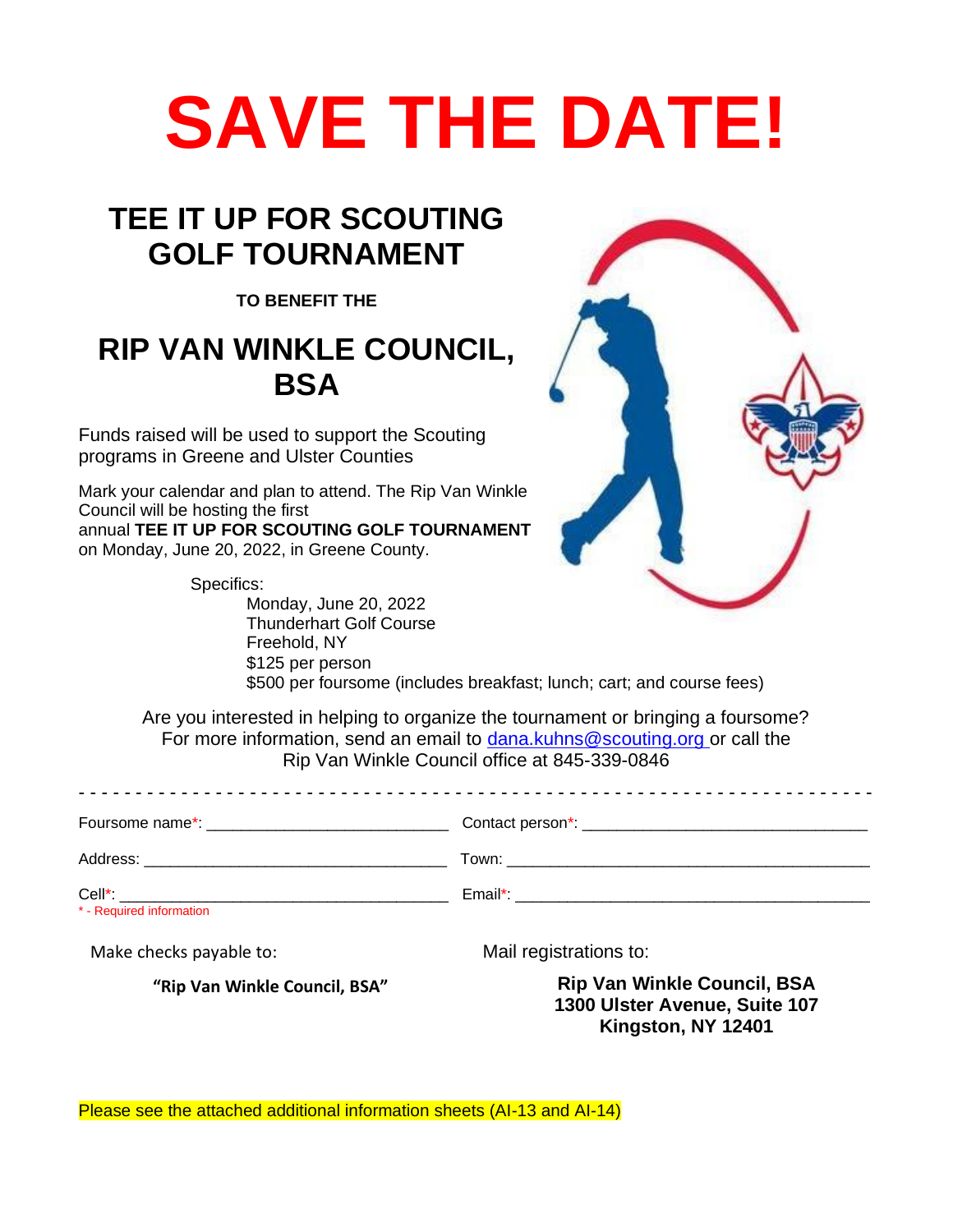# SAVE THE DATE!

## TEE IT UP FOR SCOUTING GOLF TOURNAMENT

**TO BENEFIT THE**

## RIP VAN WINKLE COUNCIL, BSA

Funds raised will be used to support the Scouting programs in Greene and Ulster Counties

Mark your calendar and plan to attend. The Rip Van Winkle Council will be hosting the first annual **TEE IT UP FOR SCOUTING GOLF TOURNAMENT** on Monday, June 20, 2022, in Greene County.

Specifics:

Monday, June 20, 2022
Thunderhart Golf Course
Freehold, NY
$125 per person
$500 per foursome (includes breakfast; lunch; cart; and course fees)

Are you interested in helping to organize the tournament or bringing a foursome? For more information, send an email to dana.kuhns@scouting.org or call the Rip Van Winkle Council office at 845-339-0846

- - - - - - - - - - - - - - - - - - - - - - - - - - - - - - - - - - - - - - - - - - - - - - - - - - - - - - - -

Foursome name*: ____________________________ Contact person*: _______________________________

Address: __________________________________ Town: ________________________________________

Cell*: _____________________________________ Email*: _______________________________________

* - Required information

Make checks payable to:

**"Rip Van Winkle Council, BSA"**

Mail registrations to:

**Rip Van Winkle Council, BSA**
**1300 Ulster Avenue, Suite 107**
**Kingston, NY 12401**

Please see the attached additional information sheets (AI-13 and AI-14)